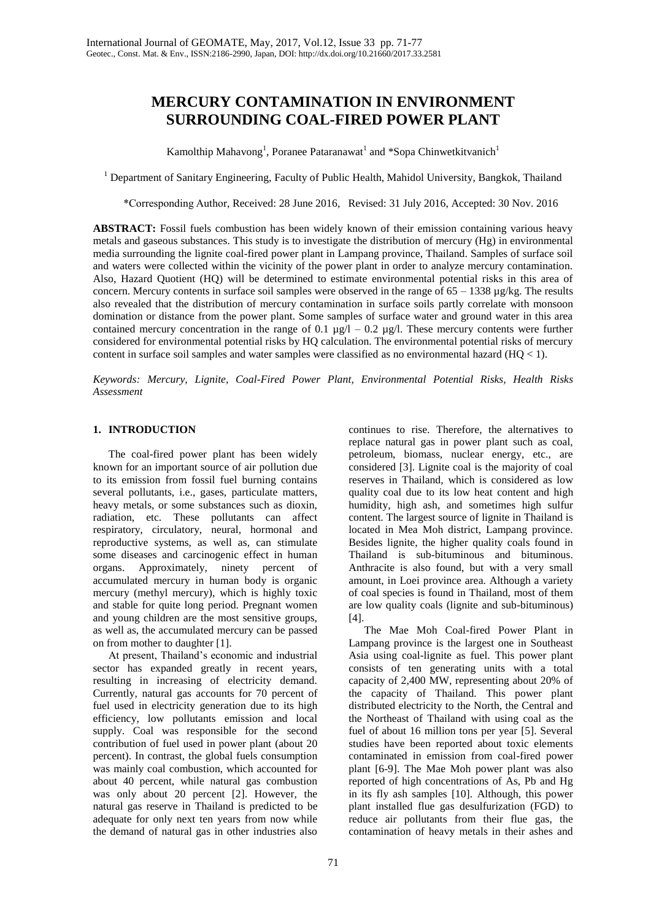# MERCURY CONTAMINATION IN ENVIRONMENT SURROUNDING COAL-FIRED POWER PLANT

Kamolthip Mahavong[1], Poranee Pataranawat[1] and *Sopa Chinwetkitvanich[1]

[1] Department of Sanitary Engineering, Faculty of Public Health, Mahidol University, Bangkok, Thailand

*Corresponding Author, Received: 28 June 2016, Revised: 31 July 2016, Accepted: 30 Nov. 2016

**ABSTRACT:** Fossil fuels combustion has been widely known of their emission containing various heavy metals and gaseous substances. This study is to investigate the distribution of mercury (Hg) in environmental media surrounding the lignite coal-fired power plant in Lampang province, Thailand. Samples of surface soil and waters were collected within the vicinity of the power plant in order to analyze mercury contamination. Also, Hazard Quotient (HQ) will be determined to estimate environmental potential risks in this area of concern. Mercury contents in surface soil samples were observed in the range of 65 – 1338 µg/kg. The results also revealed that the distribution of mercury contamination in surface soils partly correlate with monsoon domination or distance from the power plant. Some samples of surface water and ground water in this area contained mercury concentration in the range of 0.1 µg/l – 0.2 µg/l. These mercury contents were further considered for environmental potential risks by HQ calculation. The environmental potential risks of mercury content in surface soil samples and water samples were classified as no environmental hazard (HQ < 1).

*Keywords: Mercury, Lignite, Coal-Fired Power Plant, Environmental Potential Risks, Health Risks Assessment*

## 1. INTRODUCTION

The coal-fired power plant has been widely known for an important source of air pollution due to its emission from fossil fuel burning contains several pollutants, i.e., gases, particulate matters, heavy metals, or some substances such as dioxin, radiation, etc. These pollutants can affect respiratory, circulatory, neural, hormonal and reproductive systems, as well as, can stimulate some diseases and carcinogenic effect in human organs. Approximately, ninety percent of accumulated mercury in human body is organic mercury (methyl mercury), which is highly toxic and stable for quite long period. Pregnant women and young children are the most sensitive groups, as well as, the accumulated mercury can be passed on from mother to daughter [1].

At present, Thailand's economic and industrial sector has expanded greatly in recent years, resulting in increasing of electricity demand. Currently, natural gas accounts for 70 percent of fuel used in electricity generation due to its high efficiency, low pollutants emission and local supply. Coal was responsible for the second contribution of fuel used in power plant (about 20 percent) [2]. In contrast, the global fuels consumption was mainly coal combustion, which accounted for about 40 percent, while natural gas combustion was only about 20 percent [2]. However, the natural gas reserve in Thailand is predicted to be adequate for only next ten years from now while the demand of natural gas in other industries also continues to rise. Therefore, the alternatives to replace natural gas in power plant such as coal, petroleum, biomass, nuclear energy, etc., are considered [3]. Lignite coal is the majority of coal reserves in Thailand, which is considered as low quality coal due to its low heat content and high humidity, high ash, and sometimes high sulfur content. The largest source of lignite in Thailand is located in Mea Moh district, Lampang province. Besides lignite, the higher quality coals found in Thailand is sub-bituminous and bituminous. Anthracite is also found, but with a very small amount, in Loei province area. Although a variety of coal species is found in Thailand, most of them are low quality coals (lignite and sub-bituminous) [4].

The Mae Moh Coal-fired Power Plant in Lampang province is the largest one in Southeast Asia using coal-lignite as fuel. This power plant consists of ten generating units with a total capacity of 2,400 MW, representing about 20% of the capacity of Thailand. This power plant distributed electricity to the North, the Central and the Northeast of Thailand with using coal as the fuel of about 16 million tons per year [5]. Several studies have been reported about toxic elements contaminated in emission from coal-fired power plant [6-9]. The Mae Moh power plant was also reported of high concentrations of As, Pb and Hg in its fly ash samples [10]. Although, this power plant installed flue gas desulfurization (FGD) to reduce air pollutants from their flue gas, the contamination of heavy metals in their ashes and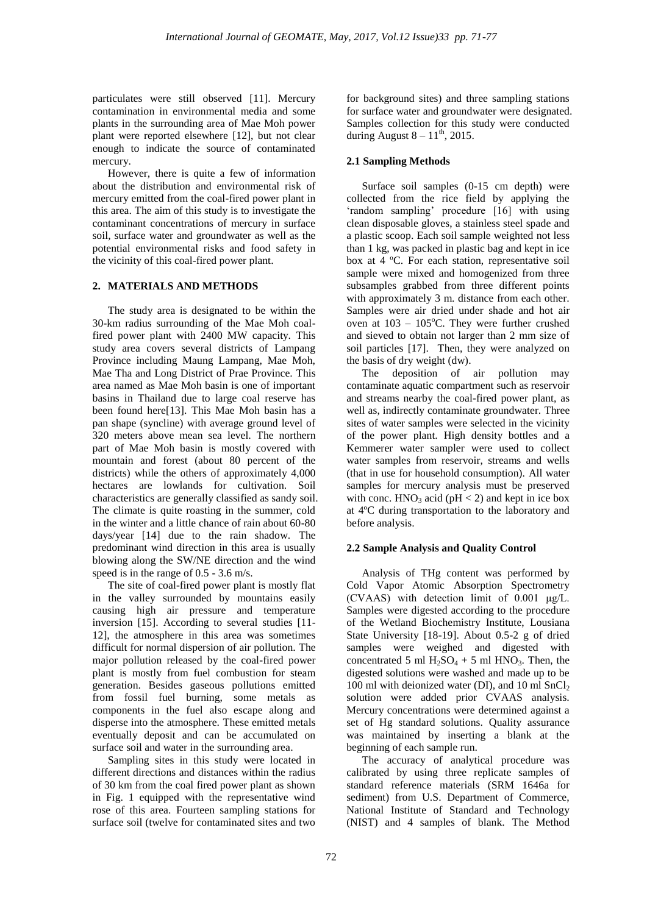particulates were still observed [11]. Mercury contamination in environmental media and some plants in the surrounding area of Mae Moh power plant were reported elsewhere [12], but not clear enough to indicate the source of contaminated mercury.

However, there is quite a few of information about the distribution and environmental risk of mercury emitted from the coal-fired power plant in this area. The aim of this study is to investigate the contaminant concentrations of mercury in surface soil, surface water and groundwater as well as the potential environmental risks and food safety in the vicinity of this coal-fired power plant.

## 2. MATERIALS AND METHODS

The study area is designated to be within the 30-km radius surrounding of the Mae Moh coal-fired power plant with 2400 MW capacity. This study area covers several districts of Lampang Province including Maung Lampang, Mae Moh, Mae Tha and Long District of Prae Province. This area named as Mae Moh basin is one of important basins in Thailand due to large coal reserve has been found here[13]. This Mae Moh basin has a pan shape (syncline) with average ground level of 320 meters above mean sea level. The northern part of Mae Moh basin is mostly covered with mountain and forest (about 80 percent of the districts) while the others of approximately 4,000 hectares are lowlands for cultivation. Soil characteristics are generally classified as sandy soil. The climate is quite roasting in the summer, cold in the winter and a little chance of rain about 60-80 days/year [14] due to the rain shadow. The predominant wind direction in this area is usually blowing along the SW/NE direction and the wind speed is in the range of 0.5 - 3.6 m/s.

The site of coal-fired power plant is mostly flat in the valley surrounded by mountains easily causing high air pressure and temperature inversion [15]. According to several studies [11-12], the atmosphere in this area was sometimes difficult for normal dispersion of air pollution. The major pollution released by the coal-fired power plant is mostly from fuel combustion for steam generation. Besides gaseous pollutions emitted from fossil fuel burning, some metals as components in the fuel also escape along and disperse into the atmosphere. These emitted metals eventually deposit and can be accumulated on surface soil and water in the surrounding area.

Sampling sites in this study were located in different directions and distances within the radius of 30 km from the coal fired power plant as shown in Fig. 1 equipped with the representative wind rose of this area. Fourteen sampling stations for surface soil (twelve for contaminated sites and two for background sites) and three sampling stations for surface water and groundwater were designated. Samples collection for this study were conducted during August $8 - 11^{th}$, 2015.

### 2.1 Sampling Methods

Surface soil samples (0-15 cm depth) were collected from the rice field by applying the 'random sampling' procedure [16] with using clean disposable gloves, a stainless steel spade and a plastic scoop. Each soil sample weighted not less than 1 kg, was packed in plastic bag and kept in ice box at 4 ºC. For each station, representative soil sample were mixed and homogenized from three subsamples grabbed from three different points with approximately 3 m. distance from each other. Samples were air dried under shade and hot air oven at 103 – 105ºC. They were further crushed and sieved to obtain not larger than 2 mm size of soil particles [17]. Then, they were analyzed on the basis of dry weight (dw).

The deposition of air pollution may contaminate aquatic compartment such as reservoir and streams nearby the coal-fired power plant, as well as, indirectly contaminate groundwater. Three sites of water samples were selected in the vicinity of the power plant. High density bottles and a Kemmerer water sampler were used to collect water samples from reservoir, streams and wells (that in use for household consumption). All water samples for mercury analysis must be preserved with conc. $HNO_3$ acid (pH < 2) and kept in ice box at 4ºC during transportation to the laboratory and before analysis.

### 2.2 Sample Analysis and Quality Control

Analysis of THg content was performed by Cold Vapor Atomic Absorption Spectrometry (CVAAS) with detection limit of 0.001 μg/L. Samples were digested according to the procedure of the Wetland Biochemistry Institute, Lousiana State University [18-19]. About 0.5-2 g of dried samples were weighed and digested with concentrated 5 ml $H_2SO_4$ + 5 ml $HNO_3$. Then, the digested solutions were washed and made up to be 100 ml with deionized water (DI), and 10 ml $SnCl_2$ solution were added prior CVAAS analysis. Mercury concentrations were determined against a set of Hg standard solutions. Quality assurance was maintained by inserting a blank at the beginning of each sample run.

The accuracy of analytical procedure was calibrated by using three replicate samples of standard reference materials (SRM 1646a for sediment) from U.S. Department of Commerce, National Institute of Standard and Technology (NIST) and 4 samples of blank. The Method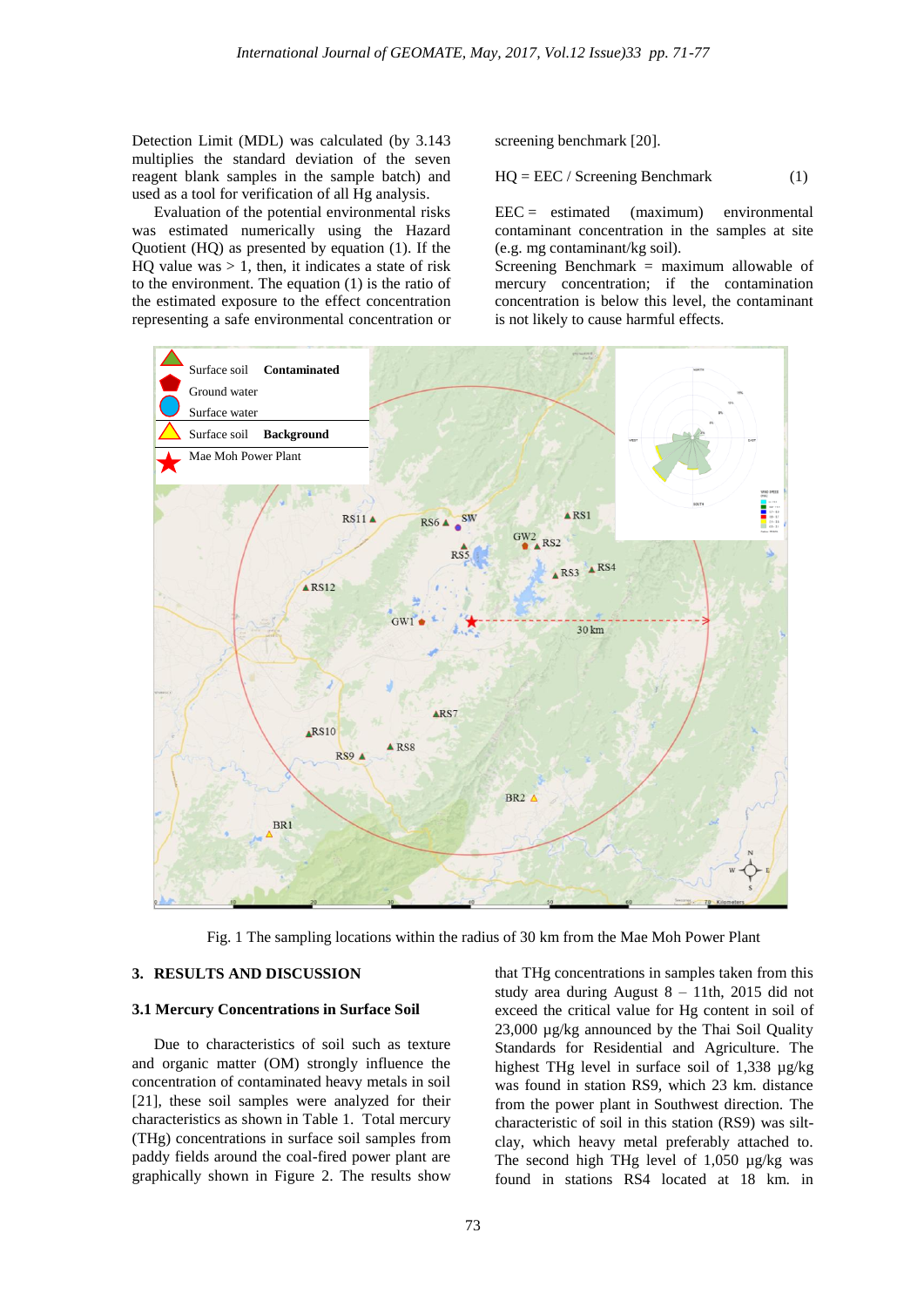Detection Limit (MDL) was calculated (by 3.143 multiplies the standard deviation of the seven reagent blank samples in the sample batch) and used as a tool for verification of all Hg analysis.

Evaluation of the potential environmental risks was estimated numerically using the Hazard Quotient (HQ) as presented by equation (1). If the HQ value was > 1, then, it indicates a state of risk to the environment. The equation (1) is the ratio of the estimated exposure to the effect concentration representing a safe environmental concentration or screening benchmark [20].

$$HQ = EEC / \text{Screening Benchmark} \quad (1)$$

EEC = estimated (maximum) environmental contaminant concentration in the samples at site (e.g. mg contaminant/kg soil).
Screening Benchmark = maximum allowable of mercury concentration; if the contamination concentration is below this level, the contaminant is not likely to cause harmful effects.

Fig. 1 The sampling locations within the radius of 30 km from the Mae Moh Power Plant

## 3. RESULTS AND DISCUSSION

### 3.1 Mercury Concentrations in Surface Soil

Due to characteristics of soil such as texture and organic matter (OM) strongly influence the concentration of contaminated heavy metals in soil [21], these soil samples were analyzed for their characteristics as shown in Table 1. Total mercury (THg) concentrations in surface soil samples from paddy fields around the coal-fired power plant are graphically shown in Figure 2. The results show that THg concentrations in samples taken from this study area during August 8 – 11th, 2015 did not exceed the critical value for Hg content in soil of 23,000 µg/kg announced by the Thai Soil Quality Standards for Residential and Agriculture. The highest THg level in surface soil of 1,338 µg/kg was found in station RS9, which 23 km. distance from the power plant in Southwest direction. The characteristic of soil in this station (RS9) was silt-clay, which heavy metal preferably attached to. The second high THg level of 1,050 µg/kg was found in stations RS4 located at 18 km. in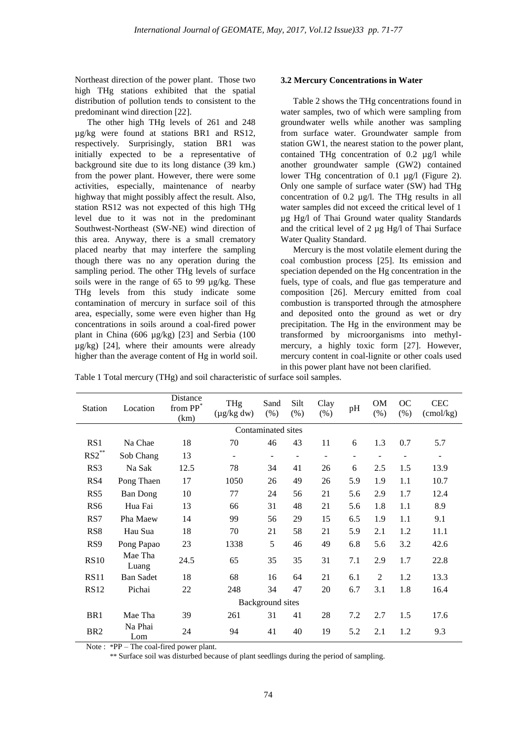Northeast direction of the power plant. Those two high THg stations exhibited that the spatial distribution of pollution tends to consistent to the predominant wind direction [22].

The other high THg levels of 261 and 248 µg/kg were found at stations BR1 and RS12, respectively. Surprisingly, station BR1 was initially expected to be a representative of background site due to its long distance (39 km.) from the power plant. However, there were some activities, especially, maintenance of nearby highway that might possibly affect the result. Also, station RS12 was not expected of this high THg level due to it was not in the predominant Southwest-Northeast (SW-NE) wind direction of this area. Anyway, there is a small crematory placed nearby that may interfere the sampling though there was no any operation during the sampling period. The other THg levels of surface soils were in the range of 65 to 99 µg/kg. These THg levels from this study indicate some contamination of mercury in surface soil of this area, especially, some were even higher than Hg concentrations in soils around a coal-fired power plant in China (606 µg/kg) [23] and Serbia (100 µg/kg) [24], where their amounts were already higher than the average content of Hg in world soil.

### 3.2 Mercury Concentrations in Water

Table 2 shows the THg concentrations found in water samples, two of which were sampling from groundwater wells while another was sampling from surface water. Groundwater sample from station GW1, the nearest station to the power plant, contained THg concentration of 0.2 µg/l while another groundwater sample (GW2) contained lower THg concentration of 0.1 µg/l (Figure 2). Only one sample of surface water (SW) had THg concentration of 0.2 µg/l. The THg results in all water samples did not exceed the critical level of 1 µg Hg/l of Thai Ground water quality Standards and the critical level of 2 µg Hg/l of Thai Surface Water Quality Standard.

Mercury is the most volatile element during the coal combustion process [25]. Its emission and speciation depended on the Hg concentration in the fuels, type of coals, and flue gas temperature and composition [26]. Mercury emitted from coal combustion is transported through the atmosphere and deposited onto the ground as wet or dry precipitation. The Hg in the environment may be transformed by microorganisms into methyl-mercury, a highly toxic form [27]. However, mercury content in coal-lignite or other coals used in this power plant have not been clarified.

Table 1 Total mercury (THg) and soil characteristic of surface soil samples.

| Station | Location | Distance from PP* (km) | THg (µg/kg dw) | Sand (%) | Silt (%) | Clay (%) | pH | OM (%) | OC (%) | CEC (cmol/kg) |
|---|---|---|---|---|---|---|---|---|---|---|
| Contaminated sites | | | | | | | | | | |
| RS1 | Na Chae | 18 | 70 | 46 | 43 | 11 | 6 | 1.3 | 0.7 | 5.7 |
| RS2** | Sob Chang | 13 | - | - | - | - | - | - | - | - |
| RS3 | Na Sak | 12.5 | 78 | 34 | 41 | 26 | 6 | 2.5 | 1.5 | 13.9 |
| RS4 | Pong Thaen | 17 | 1050 | 26 | 49 | 26 | 5.9 | 1.9 | 1.1 | 10.7 |
| RS5 | Ban Dong | 10 | 77 | 24 | 56 | 21 | 5.6 | 2.9 | 1.7 | 12.4 |
| RS6 | Hua Fai | 13 | 66 | 31 | 48 | 21 | 5.6 | 1.8 | 1.1 | 8.9 |
| RS7 | Pha Maew | 14 | 99 | 56 | 29 | 15 | 6.5 | 1.9 | 1.1 | 9.1 |
| RS8 | Hau Sua | 18 | 70 | 21 | 58 | 21 | 5.9 | 2.1 | 1.2 | 11.1 |
| RS9 | Pong Papao | 23 | 1338 | 5 | 46 | 49 | 6.8 | 5.6 | 3.2 | 42.6 |
| RS10 | Mae Tha Luang | 24.5 | 65 | 35 | 35 | 31 | 7.1 | 2.9 | 1.7 | 22.8 |
| RS11 | Ban Sadet | 18 | 68 | 16 | 64 | 21 | 6.1 | 2 | 1.2 | 13.3 |
| RS12 | Pichai | 22 | 248 | 34 | 47 | 20 | 6.7 | 3.1 | 1.8 | 16.4 |
| Background sites | | | | | | | | | | |
| BR1 | Mae Tha | 39 | 261 | 31 | 41 | 28 | 7.2 | 2.7 | 1.5 | 17.6 |
| BR2 | Na Phai Lom | 24 | 94 | 41 | 40 | 19 | 5.2 | 2.1 | 1.2 | 9.3 |

Note : *PP – The coal-fired power plant.

** Surface soil was disturbed because of plant seedlings during the period of sampling.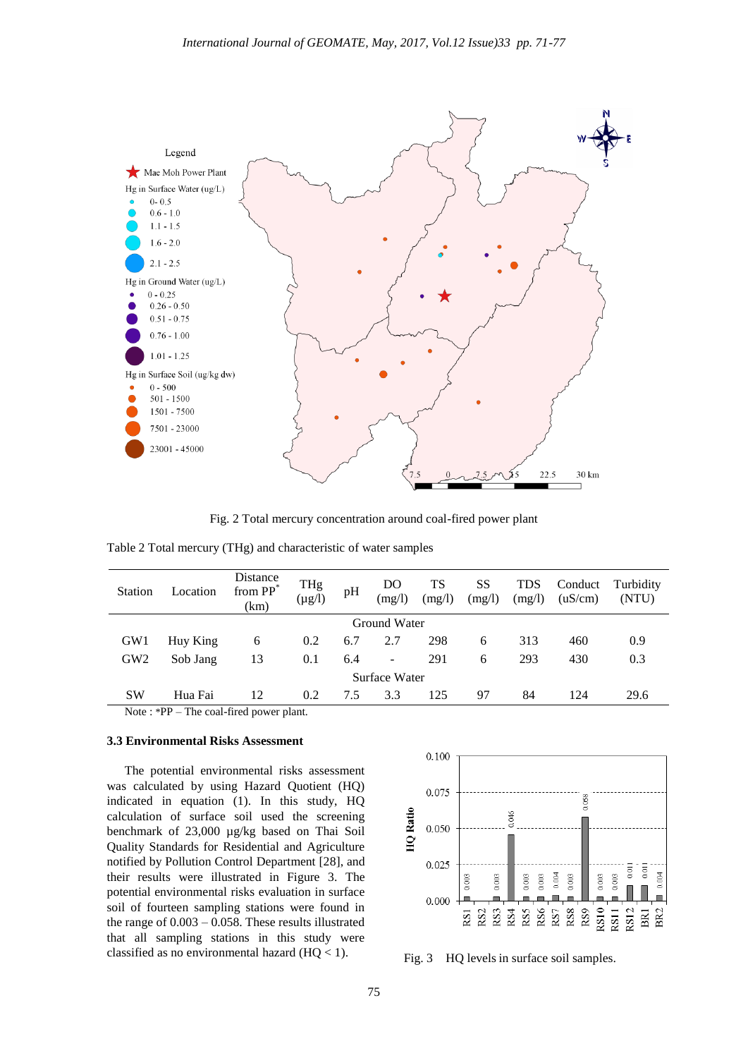Fig. 2 Total mercury concentration around coal-fired power plant

Table 2 Total mercury (THg) and characteristic of water samples

| Station | Location | Distance from PP* (km) | THg (μg/l) | pH | DO (mg/l) | TS (mg/l) | SS (mg/l) | TDS (mg/l) | Conduct (uS/cm) | Turbidity (NTU) |
|---|---|---|---|---|---|---|---|---|---|---|
| Ground Water | | | | | | | | | | |
| GW1 | Huy King | 6 | 0.2 | 6.7 | 2.7 | 298 | 6 | 313 | 460 | 0.9 |
| GW2 | Sob Jang | 13 | 0.1 | 6.4 | - | 291 | 6 | 293 | 430 | 0.3 |
| Surface Water | | | | | | | | | | |
| SW | Hua Fai | 12 | 0.2 | 7.5 | 3.3 | 125 | 97 | 84 | 124 | 29.6 |

Note : *PP – The coal-fired power plant.

### 3.3 Environmental Risks Assessment

The potential environmental risks assessment was calculated by using Hazard Quotient (HQ) indicated in equation (1). In this study, HQ calculation of surface soil used the screening benchmark of 23,000 μg/kg based on Thai Soil Quality Standards for Residential and Agriculture notified by Pollution Control Department [28], and their results were illustrated in Figure 3. The potential environmental risks evaluation in surface soil of fourteen sampling stations were found in the range of 0.003 – 0.058. These results illustrated that all sampling stations in this study were classified as no environmental hazard (HQ < 1).

Fig. 3 HQ levels in surface soil samples.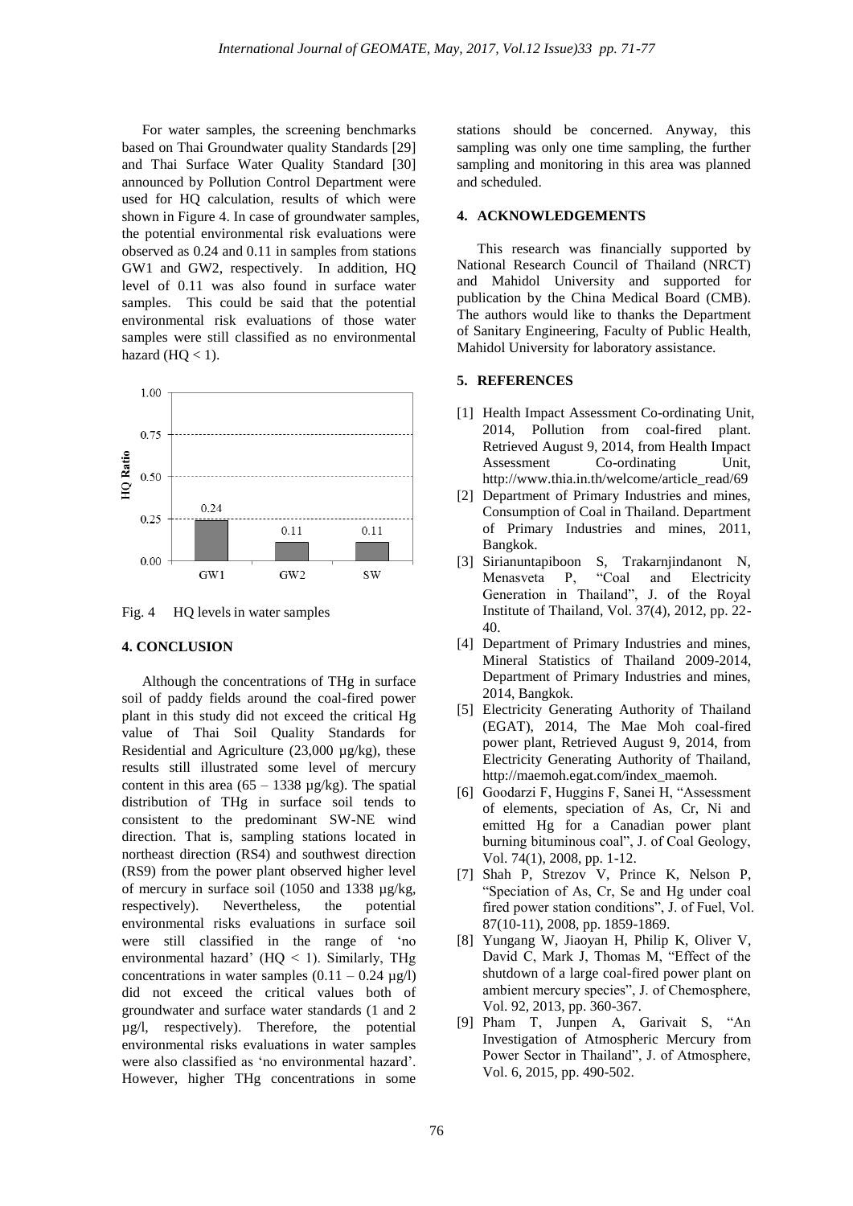For water samples, the screening benchmarks based on Thai Groundwater quality Standards [29] and Thai Surface Water Quality Standard [30] announced by Pollution Control Department were used for HQ calculation, results of which were shown in Figure 4. In case of groundwater samples, the potential environmental risk evaluations were observed as 0.24 and 0.11 in samples from stations GW1 and GW2, respectively. In addition, HQ level of 0.11 was also found in surface water samples. This could be said that the potential environmental risk evaluations of those water samples were still classified as no environmental hazard (HQ < 1).

Fig. 4 HQ levels in water samples

## 4. CONCLUSION

Although the concentrations of THg in surface soil of paddy fields around the coal-fired power plant in this study did not exceed the critical Hg value of Thai Soil Quality Standards for Residential and Agriculture (23,000 µg/kg), these results still illustrated some level of mercury content in this area (65 – 1338 µg/kg). The spatial distribution of THg in surface soil tends to consistent to the predominant SW-NE wind direction. That is, sampling stations located in northeast direction (RS4) and southwest direction (RS9) from the power plant observed higher level of mercury in surface soil (1050 and 1338 µg/kg, respectively). Nevertheless, the potential environmental risks evaluations in surface soil were still classified in the range of 'no environmental hazard' (HQ < 1). Similarly, THg concentrations in water samples (0.11 – 0.24 µg/l) did not exceed the critical values both of groundwater and surface water standards (1 and 2 µg/l, respectively). Therefore, the potential environmental risks evaluations in water samples were also classified as 'no environmental hazard'. However, higher THg concentrations in some stations should be concerned. Anyway, this sampling was only one time sampling, the further sampling and monitoring in this area was planned and scheduled.

## 4. ACKNOWLEDGEMENTS

This research was financially supported by National Research Council of Thailand (NRCT) and Mahidol University and supported for publication by the China Medical Board (CMB). The authors would like to thanks the Department of Sanitary Engineering, Faculty of Public Health, Mahidol University for laboratory assistance.

## 5. REFERENCES

[1] Health Impact Assessment Co-ordinating Unit, 2014, Pollution from coal-fired plant. Retrieved August 9, 2014, from Health Impact Assessment Co-ordinating Unit, http://www.thia.in.th/welcome/article_read/69

[2] Department of Primary Industries and mines, Consumption of Coal in Thailand. Department of Primary Industries and mines, 2011, Bangkok.

[3] Sirianuntapiboon S, Trakarnjindanont N, Menasveta P, "Coal and Electricity Generation in Thailand", J. of the Royal Institute of Thailand, Vol. 37(4), 2012, pp. 22-40.

[4] Department of Primary Industries and mines, Mineral Statistics of Thailand 2009-2014, Department of Primary Industries and mines, 2014, Bangkok.

[5] Electricity Generating Authority of Thailand (EGAT), 2014, The Mae Moh coal-fired power plant, Retrieved August 9, 2014, from Electricity Generating Authority of Thailand, http://maemoh.egat.com/index_maemoh.

[6] Goodarzi F, Huggins F, Sanei H, "Assessment of elements, speciation of As, Cr, Ni and emitted Hg for a Canadian power plant burning bituminous coal", J. of Coal Geology, Vol. 74(1), 2008, pp. 1-12.

[7] Shah P, Strezov V, Prince K, Nelson P, "Speciation of As, Cr, Se and Hg under coal fired power station conditions", J. of Fuel, Vol. 87(10-11), 2008, pp. 1859-1869.

[8] Yungang W, Jiaoyan H, Philip K, Oliver V, David C, Mark J, Thomas M, "Effect of the shutdown of a large coal-fired power plant on ambient mercury species", J. of Chemosphere, Vol. 92, 2013, pp. 360-367.

[9] Pham T, Junpen A, Garivait S, "An Investigation of Atmospheric Mercury from Power Sector in Thailand", J. of Atmosphere, Vol. 6, 2015, pp. 490-502.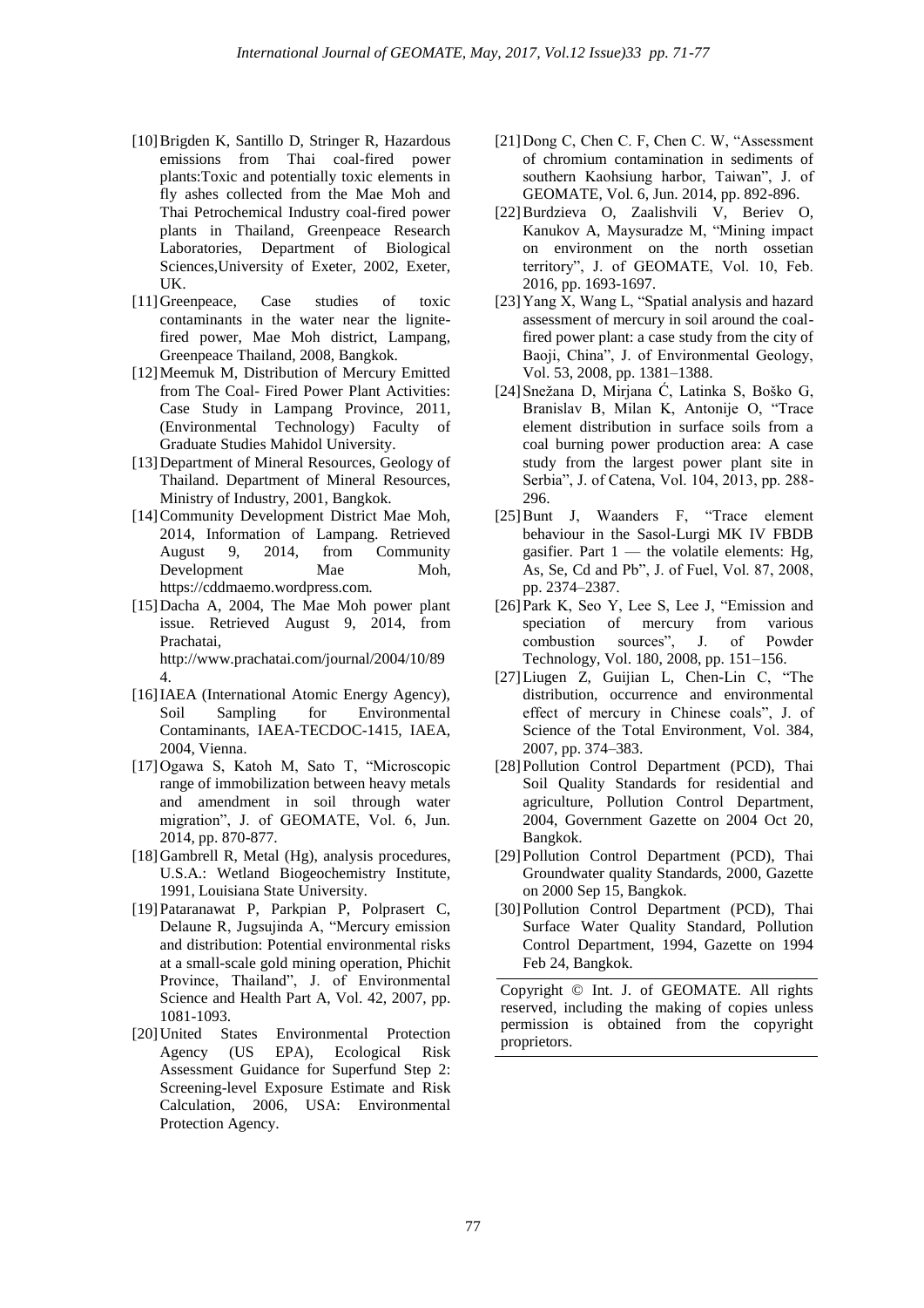[10] Brigden K, Santillo D, Stringer R, Hazardous emissions from Thai coal-fired power plants:Toxic and potentially toxic elements in fly ashes collected from the Mae Moh and Thai Petrochemical Industry coal-fired power plants in Thailand, Greenpeace Research Laboratories, Department of Biological Sciences,University of Exeter, 2002, Exeter, UK.

[11] Greenpeace, Case studies of toxic contaminants in the water near the lignite-fired power, Mae Moh district, Lampang, Greenpeace Thailand, 2008, Bangkok.

[12] Meemuk M, Distribution of Mercury Emitted from The Coal- Fired Power Plant Activities: Case Study in Lampang Province, 2011, (Environmental Technology) Faculty of Graduate Studies Mahidol University.

[13] Department of Mineral Resources, Geology of Thailand. Department of Mineral Resources, Ministry of Industry, 2001, Bangkok.

[14] Community Development District Mae Moh, 2014, Information of Lampang. Retrieved August 9, 2014, from Community Development Mae Moh, https://cddmaemo.wordpress.com.

[15] Dacha A, 2004, The Mae Moh power plant issue. Retrieved August 9, 2014, from Prachatai, http://www.prachatai.com/journal/2004/10/894.

[16] IAEA (International Atomic Energy Agency), Soil Sampling for Environmental Contaminants, IAEA-TECDOC-1415, IAEA, 2004, Vienna.

[17] Ogawa S, Katoh M, Sato T, "Microscopic range of immobilization between heavy metals and amendment in soil through water migration", J. of GEOMATE, Vol. 6, Jun. 2014, pp. 870-877.

[18] Gambrell R, Metal (Hg), analysis procedures, U.S.A.: Wetland Biogeochemistry Institute, 1991, Louisiana State University.

[19] Pataranawat P, Parkpian P, Polprasert C, Delaune R, Jugsujinda A, "Mercury emission and distribution: Potential environmental risks at a small-scale gold mining operation, Phichit Province, Thailand", J. of Environmental Science and Health Part A, Vol. 42, 2007, pp. 1081-1093.

[20] United States Environmental Protection Agency (US EPA), Ecological Risk Assessment Guidance for Superfund Step 2: Screening-level Exposure Estimate and Risk Calculation, 2006, USA: Environmental Protection Agency.

[21] Dong C, Chen C. F, Chen C. W, "Assessment of chromium contamination in sediments of southern Kaohsiung harbor, Taiwan", J. of GEOMATE, Vol. 6, Jun. 2014, pp. 892-896.

[22] Burdzieva O, Zaalishvili V, Beriev O, Kanukov A, Maysuradze M, "Mining impact on environment on the north ossetian territory", J. of GEOMATE, Vol. 10, Feb. 2016, pp. 1693-1697.

[23] Yang X, Wang L, "Spatial analysis and hazard assessment of mercury in soil around the coal-fired power plant: a case study from the city of Baoji, China", J. of Environmental Geology, Vol. 53, 2008, pp. 1381–1388.

[24] Snežana D, Mirjana Ć, Latinka S, Boško G, Branislav B, Milan K, Antonije O, "Trace element distribution in surface soils from a coal burning power production area: A case study from the largest power plant site in Serbia", J. of Catena, Vol. 104, 2013, pp. 288-296.

[25] Bunt J, Waanders F, "Trace element behaviour in the Sasol-Lurgi MK IV FBDB gasifier. Part 1 — the volatile elements: Hg, As, Se, Cd and Pb", J. of Fuel, Vol. 87, 2008, pp. 2374–2387.

[26] Park K, Seo Y, Lee S, Lee J, "Emission and speciation of mercury from various combustion sources", J. of Powder Technology, Vol. 180, 2008, pp. 151–156.

[27] Liugen Z, Guijian L, Chen-Lin C, "The distribution, occurrence and environmental effect of mercury in Chinese coals", J. of Science of the Total Environment, Vol. 384, 2007, pp. 374–383.

[28] Pollution Control Department (PCD), Thai Soil Quality Standards for residential and agriculture, Pollution Control Department, 2004, Government Gazette on 2004 Oct 20, Bangkok.

[29] Pollution Control Department (PCD), Thai Groundwater quality Standards, 2000, Gazette on 2000 Sep 15, Bangkok.

[30] Pollution Control Department (PCD), Thai Surface Water Quality Standard, Pollution Control Department, 1994, Gazette on 1994 Feb 24, Bangkok.

---

Copyright © Int. J. of GEOMATE. All rights reserved, including the making of copies unless permission is obtained from the copyright proprietors.